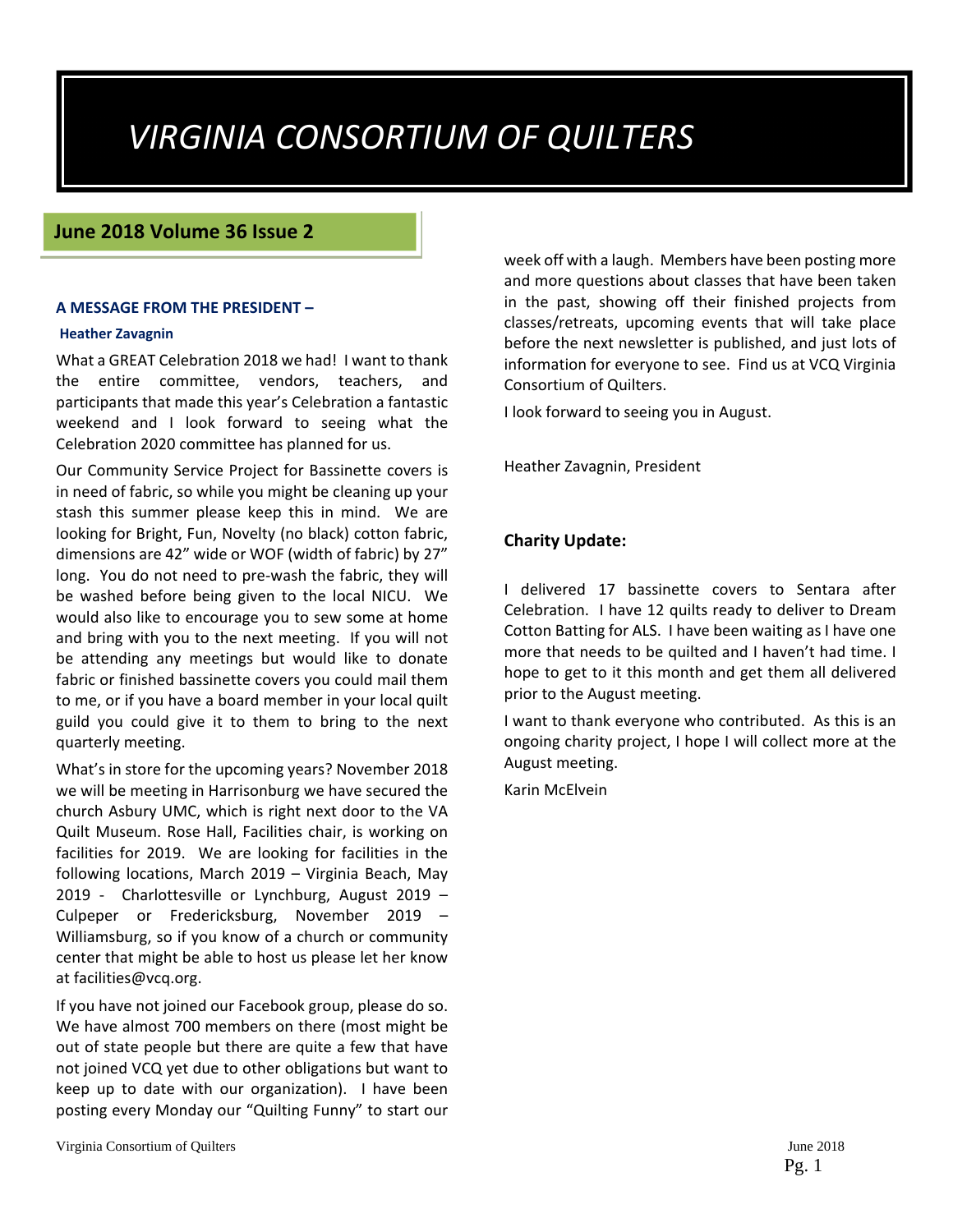# VIRGINIA CONSORTIUM OF QUILTERS

## June 2018 Volume 36 Issue 2

### A MESSAGE FROM THE PRESIDENT –

**Heather Zavagnin**

What a GREAT Celebration 2018 we had! I want to thank the entire committee, vendors, teachers, and participants that made this year's Celebration a fantastic weekend and I look forward to seeing what the Celebration 2020 committee has planned for us.

Our Community Service Project for Bassinette covers is in need of fabric, so while you might be cleaning up your stash this summer please keep this in mind. We are looking for Bright, Fun, Novelty (no black) cotton fabric, dimensions are 42" wide or WOF (width of fabric) by 27" long. You do not need to pre-wash the fabric, they will be washed before being given to the local NICU. We would also like to encourage you to sew some at home and bring with you to the next meeting. If you will not be attending any meetings but would like to donate fabric or finished bassinette covers you could mail them to me, or if you have a board member in your local quilt guild you could give it to them to bring to the next quarterly meeting.

What's in store for the upcoming years? November 2018 we will be meeting in Harrisonburg we have secured the church Asbury UMC, which is right next door to the VA Quilt Museum. Rose Hall, Facilities chair, is working on facilities for 2019. We are looking for facilities in the following locations, March 2019 – Virginia Beach, May 2019 - Charlottesville or Lynchburg, August 2019 – Culpeper or Fredericksburg, November 2019 – Williamsburg, so if you know of a church or community center that might be able to host us please let her know at facilities@vcq.org.

If you have not joined our Facebook group, please do so. We have almost 700 members on there (most might be out of state people but there are quite a few that have not joined VCQ yet due to other obligations but want to keep up to date with our organization). I have been posting every Monday our "Quilting Funny" to start our week off with a laugh. Members have been posting more and more questions about classes that have been taken in the past, showing off their finished projects from classes/retreats, upcoming events that will take place before the next newsletter is published, and just lots of information for everyone to see. Find us at VCQ Virginia Consortium of Quilters.

I look forward to seeing you in August.

Heather Zavagnin, President

### Charity Update:

I delivered 17 bassinette covers to Sentara after Celebration. I have 12 quilts ready to deliver to Dream Cotton Batting for ALS. I have been waiting as I have one more that needs to be quilted and I haven't had time. I hope to get to it this month and get them all delivered prior to the August meeting.

I want to thank everyone who contributed. As this is an ongoing charity project, I hope I will collect more at the August meeting.

Karin McElvein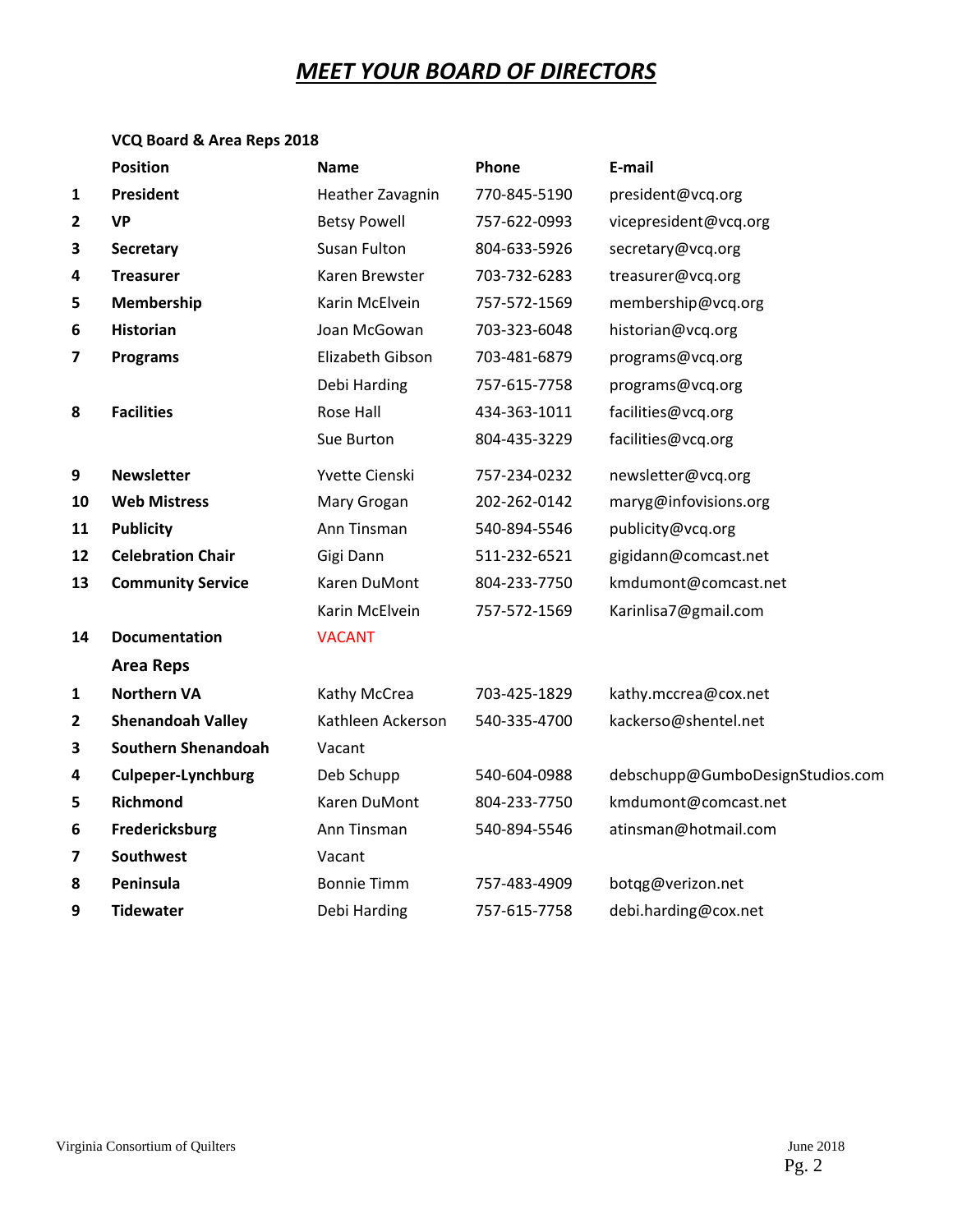# ***MEET YOUR BOARD OF DIRECTORS***

**VCQ Board & Area Reps 2018**

| | Position | Name | Phone | E-mail |
|---|---|---|---|---|
| | **Position** | **Name** | **Phone** | **E-mail** |
| **1** | **President** | Heather Zavagnin | 770-845-5190 | president@vcq.org |
| **2** | **VP** | Betsy Powell | 757-622-0993 | vicepresident@vcq.org |
| **3** | **Secretary** | Susan Fulton | 804-633-5926 | secretary@vcq.org |
| **4** | **Treasurer** | Karen Brewster | 703-732-6283 | treasurer@vcq.org |
| **5** | **Membership** | Karin McElvein | 757-572-1569 | membership@vcq.org |
| **6** | **Historian** | Joan McGowan | 703-323-6048 | historian@vcq.org |
| **7** | **Programs** | Elizabeth Gibson | 703-481-6879 | programs@vcq.org |
| | | Debi Harding | 757-615-7758 | programs@vcq.org |
| **8** | **Facilities** | Rose Hall | 434-363-1011 | facilities@vcq.org |
| | | Sue Burton | 804-435-3229 | facilities@vcq.org |
| **9** | **Newsletter** | Yvette Cienski | 757-234-0232 | newsletter@vcq.org |
| **10** | **Web Mistress** | Mary Grogan | 202-262-0142 | maryg@infovisions.org |
| **11** | **Publicity** | Ann Tinsman | 540-894-5546 | publicity@vcq.org |
| **12** | **Celebration Chair** | Gigi Dann | 511-232-6521 | gigidann@comcast.net |
| **13** | **Community Service** | Karen DuMont | 804-233-7750 | kmdumont@comcast.net |
| | | Karin McElvein | 757-572-1569 | Karinlisa7@gmail.com |
| **14** | **Documentation** | VACANT | | |
| | **Area Reps** | | | |
| **1** | **Northern VA** | Kathy McCrea | 703-425-1829 | kathy.mccrea@cox.net |
| **2** | **Shenandoah Valley** | Kathleen Ackerson | 540-335-4700 | kackerso@shentel.net |
| **3** | **Southern Shenandoah** | Vacant | | |
| **4** | **Culpeper-Lynchburg** | Deb Schupp | 540-604-0988 | debschupp@GumboDesignStudios.com |
| **5** | **Richmond** | Karen DuMont | 804-233-7750 | kmdumont@comcast.net |
| **6** | **Fredericksburg** | Ann Tinsman | 540-894-5546 | atinsman@hotmail.com |
| **7** | **Southwest** | Vacant | | |
| **8** | **Peninsula** | Bonnie Timm | 757-483-4909 | botqg@verizon.net |
| **9** | **Tidewater** | Debi Harding | 757-615-7758 | debi.harding@cox.net |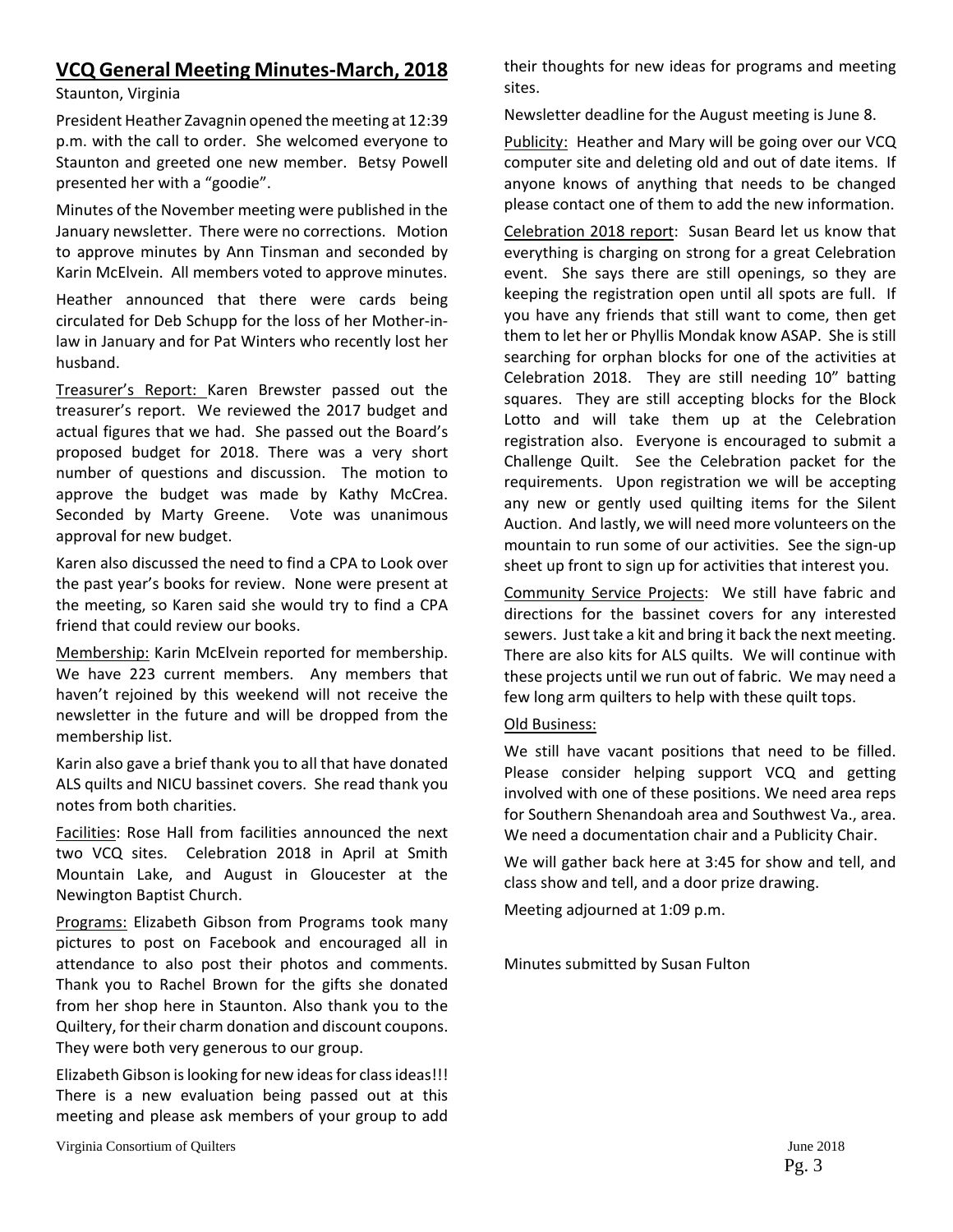## VCQ General Meeting Minutes-March, 2018

Staunton, Virginia

President Heather Zavagnin opened the meeting at 12:39 p.m. with the call to order. She welcomed everyone to Staunton and greeted one new member. Betsy Powell presented her with a "goodie".

Minutes of the November meeting were published in the January newsletter. There were no corrections. Motion to approve minutes by Ann Tinsman and seconded by Karin McElvein. All members voted to approve minutes.

Heather announced that there were cards being circulated for Deb Schupp for the loss of her Mother-in-law in January and for Pat Winters who recently lost her husband.

Treasurer's Report: Karen Brewster passed out the treasurer's report. We reviewed the 2017 budget and actual figures that we had. She passed out the Board's proposed budget for 2018. There was a very short number of questions and discussion. The motion to approve the budget was made by Kathy McCrea. Seconded by Marty Greene. Vote was unanimous approval for new budget.

Karen also discussed the need to find a CPA to Look over the past year's books for review. None were present at the meeting, so Karen said she would try to find a CPA friend that could review our books.

Membership: Karin McElvein reported for membership. We have 223 current members. Any members that haven't rejoined by this weekend will not receive the newsletter in the future and will be dropped from the membership list.

Karin also gave a brief thank you to all that have donated ALS quilts and NICU bassinet covers. She read thank you notes from both charities.

Facilities: Rose Hall from facilities announced the next two VCQ sites. Celebration 2018 in April at Smith Mountain Lake, and August in Gloucester at the Newington Baptist Church.

Programs: Elizabeth Gibson from Programs took many pictures to post on Facebook and encouraged all in attendance to also post their photos and comments. Thank you to Rachel Brown for the gifts she donated from her shop here in Staunton. Also thank you to the Quiltery, for their charm donation and discount coupons. They were both very generous to our group.

Elizabeth Gibson is looking for new ideas for class ideas!!! There is a new evaluation being passed out at this meeting and please ask members of your group to add their thoughts for new ideas for programs and meeting sites.

Newsletter deadline for the August meeting is June 8.

Publicity: Heather and Mary will be going over our VCQ computer site and deleting old and out of date items. If anyone knows of anything that needs to be changed please contact one of them to add the new information.

Celebration 2018 report: Susan Beard let us know that everything is charging on strong for a great Celebration event. She says there are still openings, so they are keeping the registration open until all spots are full. If you have any friends that still want to come, then get them to let her or Phyllis Mondak know ASAP. She is still searching for orphan blocks for one of the activities at Celebration 2018. They are still needing 10" batting squares. They are still accepting blocks for the Block Lotto and will take them up at the Celebration registration also. Everyone is encouraged to submit a Challenge Quilt. See the Celebration packet for the requirements. Upon registration we will be accepting any new or gently used quilting items for the Silent Auction. And lastly, we will need more volunteers on the mountain to run some of our activities. See the sign-up sheet up front to sign up for activities that interest you.

Community Service Projects: We still have fabric and directions for the bassinet covers for any interested sewers. Just take a kit and bring it back the next meeting. There are also kits for ALS quilts. We will continue with these projects until we run out of fabric. We may need a few long arm quilters to help with these quilt tops.

Old Business:

We still have vacant positions that need to be filled. Please consider helping support VCQ and getting involved with one of these positions. We need area reps for Southern Shenandoah area and Southwest Va., area. We need a documentation chair and a Publicity Chair.

We will gather back here at 3:45 for show and tell, and class show and tell, and a door prize drawing.

Meeting adjourned at 1:09 p.m.

Minutes submitted by Susan Fulton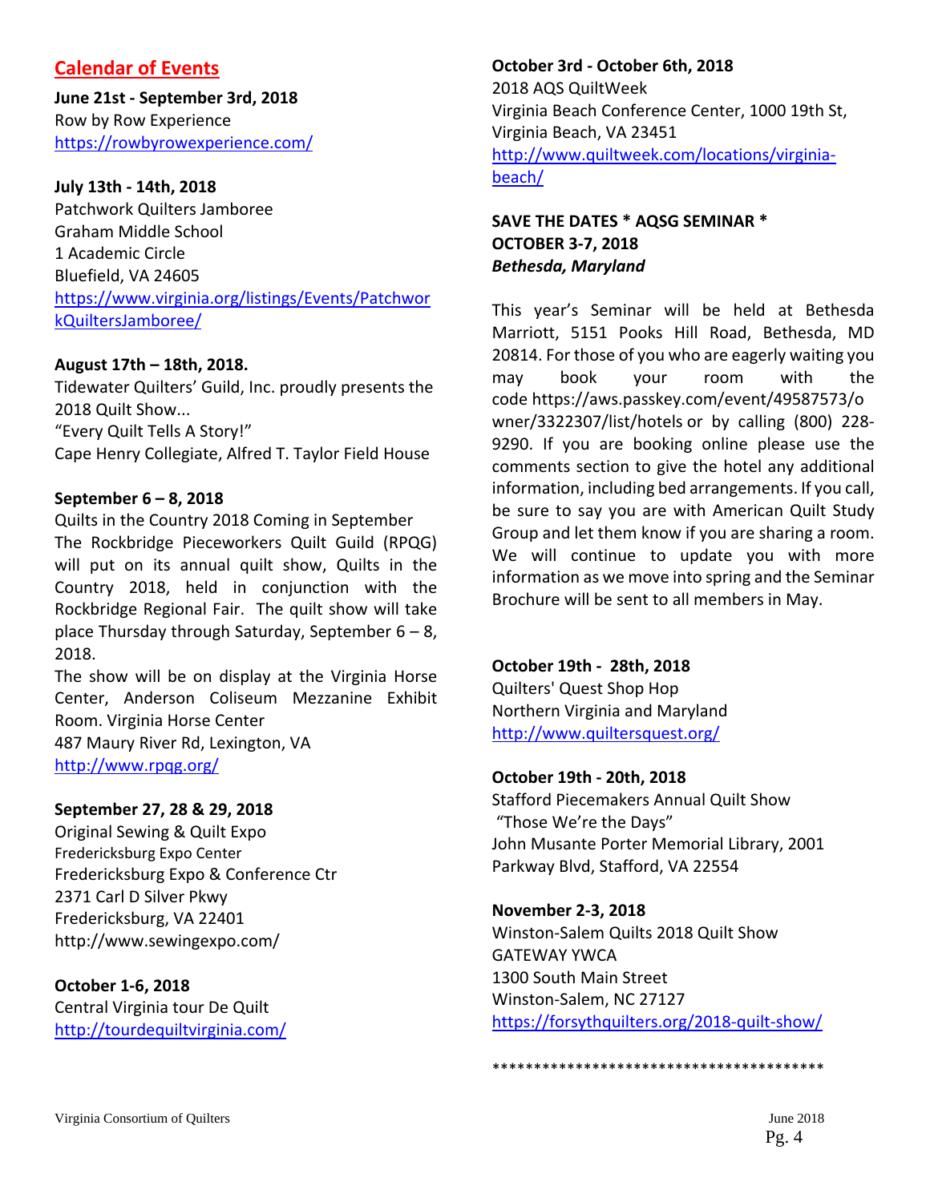## Calendar of Events

**June 21st - September 3rd, 2018**
Row by Row Experience
https://rowbyrowexperience.com/

**July 13th - 14th, 2018**
Patchwork Quilters Jamboree
Graham Middle School
1 Academic Circle
Bluefield, VA 24605
https://www.virginia.org/listings/Events/PatchworkQuiltersJamboree/

**August 17th – 18th, 2018.**
Tidewater Quilters' Guild, Inc. proudly presents the 2018 Quilt Show...
"Every Quilt Tells A Story!"
Cape Henry Collegiate, Alfred T. Taylor Field House

**September 6 – 8, 2018**
Quilts in the Country 2018 Coming in September
The Rockbridge Pieceworkers Quilt Guild (RPQG) will put on its annual quilt show, Quilts in the Country 2018, held in conjunction with the Rockbridge Regional Fair. The quilt show will take place Thursday through Saturday, September 6 – 8, 2018.
The show will be on display at the Virginia Horse Center, Anderson Coliseum Mezzanine Exhibit Room. Virginia Horse Center
487 Maury River Rd, Lexington, VA
http://www.rpqg.org/

**September 27, 28 & 29, 2018**
Original Sewing & Quilt Expo
Fredericksburg Expo Center
Fredericksburg Expo & Conference Ctr
2371 Carl D Silver Pkwy
Fredericksburg, VA 22401
http://www.sewingexpo.com/

**October 1-6, 2018**
Central Virginia tour De Quilt
http://tourdequiltvirginia.com/

**October 3rd - October 6th, 2018**
2018 AQS QuiltWeek
Virginia Beach Conference Center, 1000 19th St, Virginia Beach, VA 23451
http://www.quiltweek.com/locations/virginia-beach/

**SAVE THE DATES * AQSG SEMINAR * OCTOBER 3-7, 2018**
***Bethesda, Maryland***

This year's Seminar will be held at Bethesda Marriott, 5151 Pooks Hill Road, Bethesda, MD 20814. For those of you who are eagerly waiting you may book your room with the code https://aws.passkey.com/event/49587573/owner/3322307/list/hotels or by calling (800) 228-9290. If you are booking online please use the comments section to give the hotel any additional information, including bed arrangements. If you call, be sure to say you are with American Quilt Study Group and let them know if you are sharing a room. We will continue to update you with more information as we move into spring and the Seminar Brochure will be sent to all members in May.

**October 19th - 28th, 2018**
Quilters' Quest Shop Hop
Northern Virginia and Maryland
http://www.quiltersquest.org/

**October 19th - 20th, 2018**
Stafford Piecemakers Annual Quilt Show
"Those We're the Days"
John Musante Porter Memorial Library, 2001 Parkway Blvd, Stafford, VA 22554

**November 2-3, 2018**
Winston-Salem Quilts 2018 Quilt Show
GATEWAY YWCA
1300 South Main Street
Winston-Salem, NC 27127
https://forsythquilters.org/2018-quilt-show/

*****************************************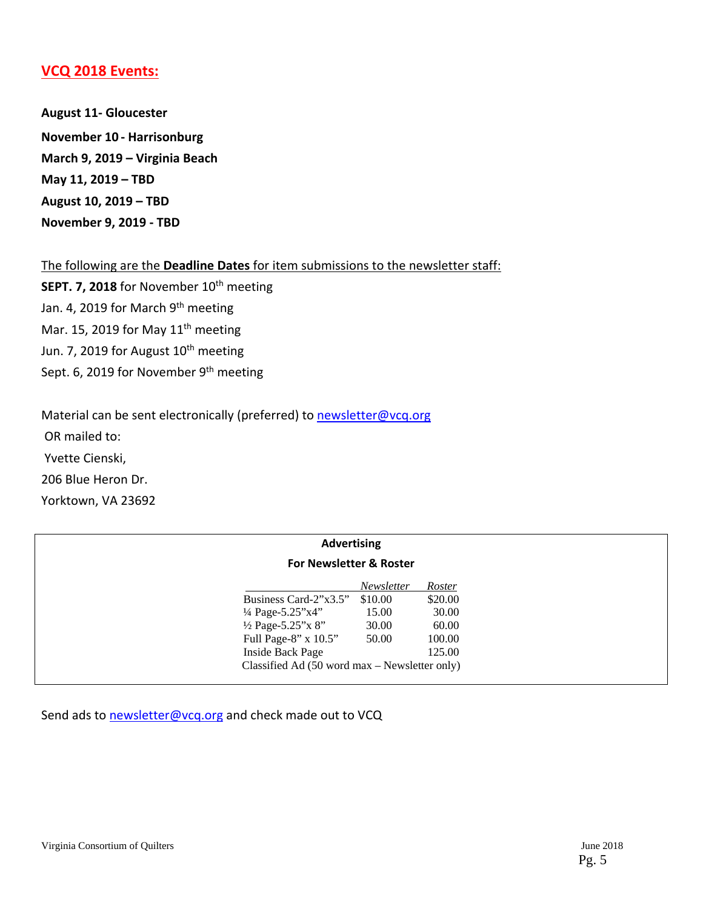## VCQ 2018 Events:

**August 11- Gloucester**

**November 10 - Harrisonburg**

**March 9, 2019 – Virginia Beach**

**May 11, 2019 – TBD**

**August 10, 2019 – TBD**

**November 9, 2019 - TBD**

The following are the **Deadline Dates** for item submissions to the newsletter staff:

**SEPT. 7, 2018** for November 10th meeting
Jan. 4, 2019 for March 9th meeting
Mar. 15, 2019 for May 11th meeting
Jun. 7, 2019 for August 10th meeting
Sept. 6, 2019 for November 9th meeting

Material can be sent electronically (preferred) to newsletter@vcq.org
OR mailed to:
Yvette Cienski,
206 Blue Heron Dr.
Yorktown, VA 23692

**Advertising**

**For Newsletter & Roster**

| | *Newsletter* | *Roster* |
|---|---|---|
| Business Card-2"x3.5" | $10.00 | $20.00 |
| ¼ Page-5.25"x4" | 15.00 | 30.00 |
| ½ Page-5.25"x 8" | 30.00 | 60.00 |
| Full Page-8" x 10.5" | 50.00 | 100.00 |
| Inside Back Page | | 125.00 |
| Classified Ad (50 word max – Newsletter only) | | |

Send ads to newsletter@vcq.org and check made out to VCQ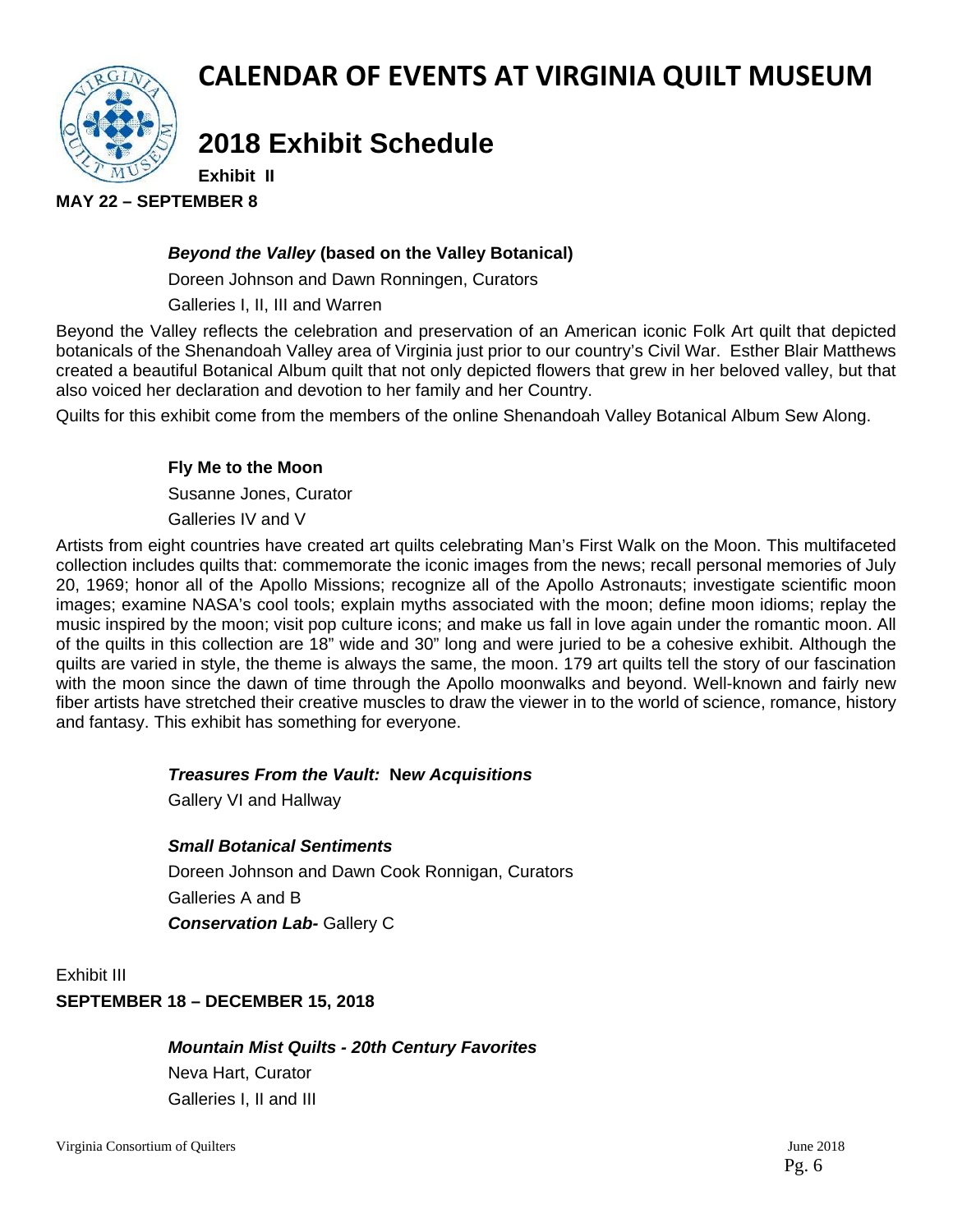# CALENDAR OF EVENTS AT VIRGINIA QUILT MUSEUM

## 2018 Exhibit Schedule

**Exhibit II**

**MAY 22 – SEPTEMBER 8**

***Beyond the Valley* (based on the Valley Botanical)**

Doreen Johnson and Dawn Ronningen, Curators

Galleries I, II, III and Warren

Beyond the Valley reflects the celebration and preservation of an American iconic Folk Art quilt that depicted botanicals of the Shenandoah Valley area of Virginia just prior to our country's Civil War. Esther Blair Matthews created a beautiful Botanical Album quilt that not only depicted flowers that grew in her beloved valley, but that also voiced her declaration and devotion to her family and her Country.

Quilts for this exhibit come from the members of the online Shenandoah Valley Botanical Album Sew Along.

**Fly Me to the Moon**

Susanne Jones, Curator

Galleries IV and V

Artists from eight countries have created art quilts celebrating Man's First Walk on the Moon. This multifaceted collection includes quilts that: commemorate the iconic images from the news; recall personal memories of July 20, 1969; honor all of the Apollo Missions; recognize all of the Apollo Astronauts; investigate scientific moon images; examine NASA's cool tools; explain myths associated with the moon; define moon idioms; replay the music inspired by the moon; visit pop culture icons; and make us fall in love again under the romantic moon. All of the quilts in this collection are 18" wide and 30" long and were juried to be a cohesive exhibit. Although the quilts are varied in style, the theme is always the same, the moon. 179 art quilts tell the story of our fascination with the moon since the dawn of time through the Apollo moonwalks and beyond. Well-known and fairly new fiber artists have stretched their creative muscles to draw the viewer in to the world of science, romance, history and fantasy. This exhibit has something for everyone.

***Treasures From the Vault:* N*ew Acquisitions***

Gallery VI and Hallway

***Small Botanical Sentiments***

Doreen Johnson and Dawn Cook Ronnigan, Curators

Galleries A and B

***Conservation Lab-*** Gallery C

Exhibit III

**SEPTEMBER 18 – DECEMBER 15, 2018**

***Mountain Mist Quilts - 20th Century Favorites***

Neva Hart, Curator

Galleries I, II and III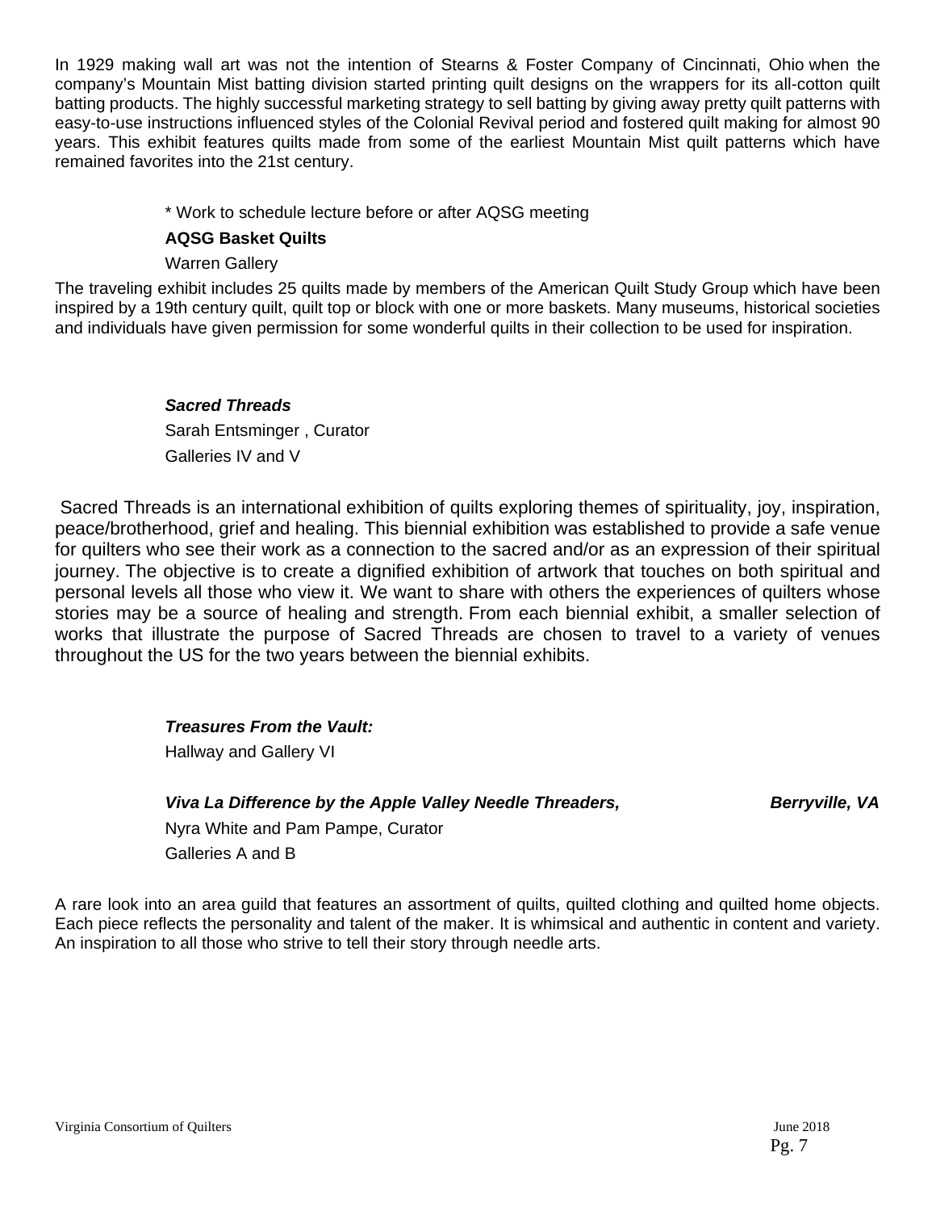In 1929 making wall art was not the intention of Stearns & Foster Company of Cincinnati, Ohio when the company's Mountain Mist batting division started printing quilt designs on the wrappers for its all-cotton quilt batting products. The highly successful marketing strategy to sell batting by giving away pretty quilt patterns with easy-to-use instructions influenced styles of the Colonial Revival period and fostered quilt making for almost 90 years. This exhibit features quilts made from some of the earliest Mountain Mist quilt patterns which have remained favorites into the 21st century.

* Work to schedule lecture before or after AQSG meeting

**AQSG Basket Quilts**

Warren Gallery

The traveling exhibit includes 25 quilts made by members of the American Quilt Study Group which have been inspired by a 19th century quilt, quilt top or block with one or more baskets. Many museums, historical societies and individuals have given permission for some wonderful quilts in their collection to be used for inspiration.

***Sacred Threads***

Sarah Entsminger , Curator

Galleries IV and V

Sacred Threads is an international exhibition of quilts exploring themes of spirituality, joy, inspiration, peace/brotherhood, grief and healing. This biennial exhibition was established to provide a safe venue for quilters who see their work as a connection to the sacred and/or as an expression of their spiritual journey. The objective is to create a dignified exhibition of artwork that touches on both spiritual and personal levels all those who view it. We want to share with others the experiences of quilters whose stories may be a source of healing and strength. From each biennial exhibit, a smaller selection of works that illustrate the purpose of Sacred Threads are chosen to travel to a variety of venues throughout the US for the two years between the biennial exhibits.

***Treasures From the Vault:***

Hallway and Gallery VI

***Viva La Difference by the Apple Valley Needle Threaders, Berryville, VA***

Nyra White and Pam Pampe, Curator

Galleries A and B

A rare look into an area guild that features an assortment of quilts, quilted clothing and quilted home objects. Each piece reflects the personality and talent of the maker. It is whimsical and authentic in content and variety. An inspiration to all those who strive to tell their story through needle arts.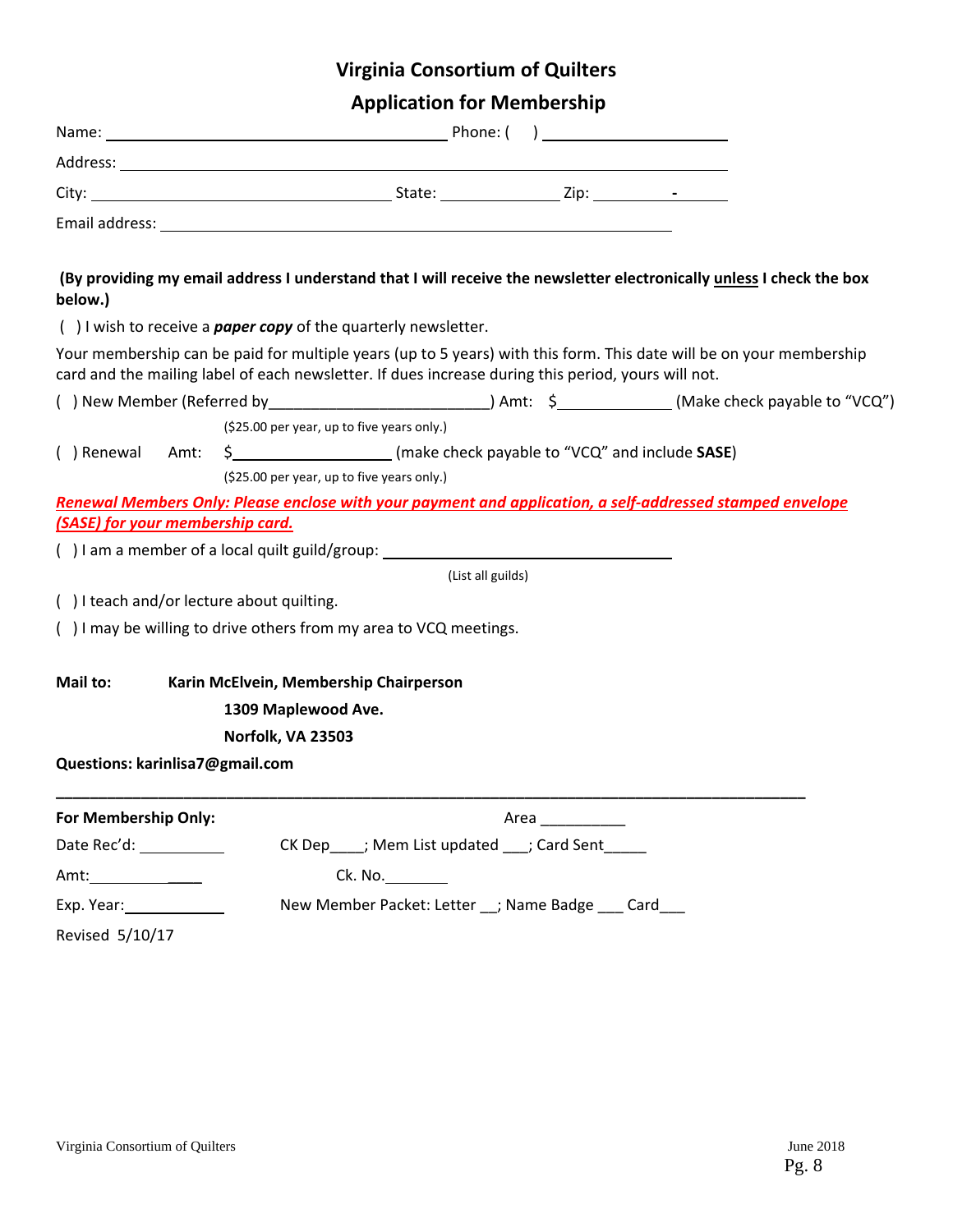# Virginia Consortium of Quilters

## Application for Membership

Name: ______________________________ Phone: ( ) ________________

Address: ____________________________________________________

City: ____________________________ State: __________ Zip: ________-______

Email address: ____________________________________________

**(By providing my email address I understand that I will receive the newsletter electronically unless I check the box below.)**

( ) I wish to receive a ***paper copy*** of the quarterly newsletter.

Your membership can be paid for multiple years (up to 5 years) with this form. This date will be on your membership card and the mailing label of each newsletter. If dues increase during this period, yours will not.

( ) New Member (Referred by_________________________) Amt: $____________ (Make check payable to "VCQ")

($25.00 per year, up to five years only.)

( ) Renewal Amt: $__________________ (make check payable to "VCQ" and include **SASE**)

($25.00 per year, up to five years only.)

***Renewal Members Only: Please enclose with your payment and application, a self-addressed stamped envelope (SASE) for your membership card.***

( ) I am a member of a local quilt guild/group: ______________________________

(List all guilds)

( ) I teach and/or lecture about quilting.

( ) I may be willing to drive others from my area to VCQ meetings.

**Mail to:** **Karin McElvein, Membership Chairperson**

**1309 Maplewood Ave.**

**Norfolk, VA 23503**

**Questions: karinlisa7@gmail.com**

---

**For Membership Only:** Area __________

Date Rec'd: __________ CK Dep____; Mem List updated ___; Card Sent_____

Amt:______________ Ck. No.________

Exp. Year:____________ New Member Packet: Letter __; Name Badge ___ Card___

Revised 5/10/17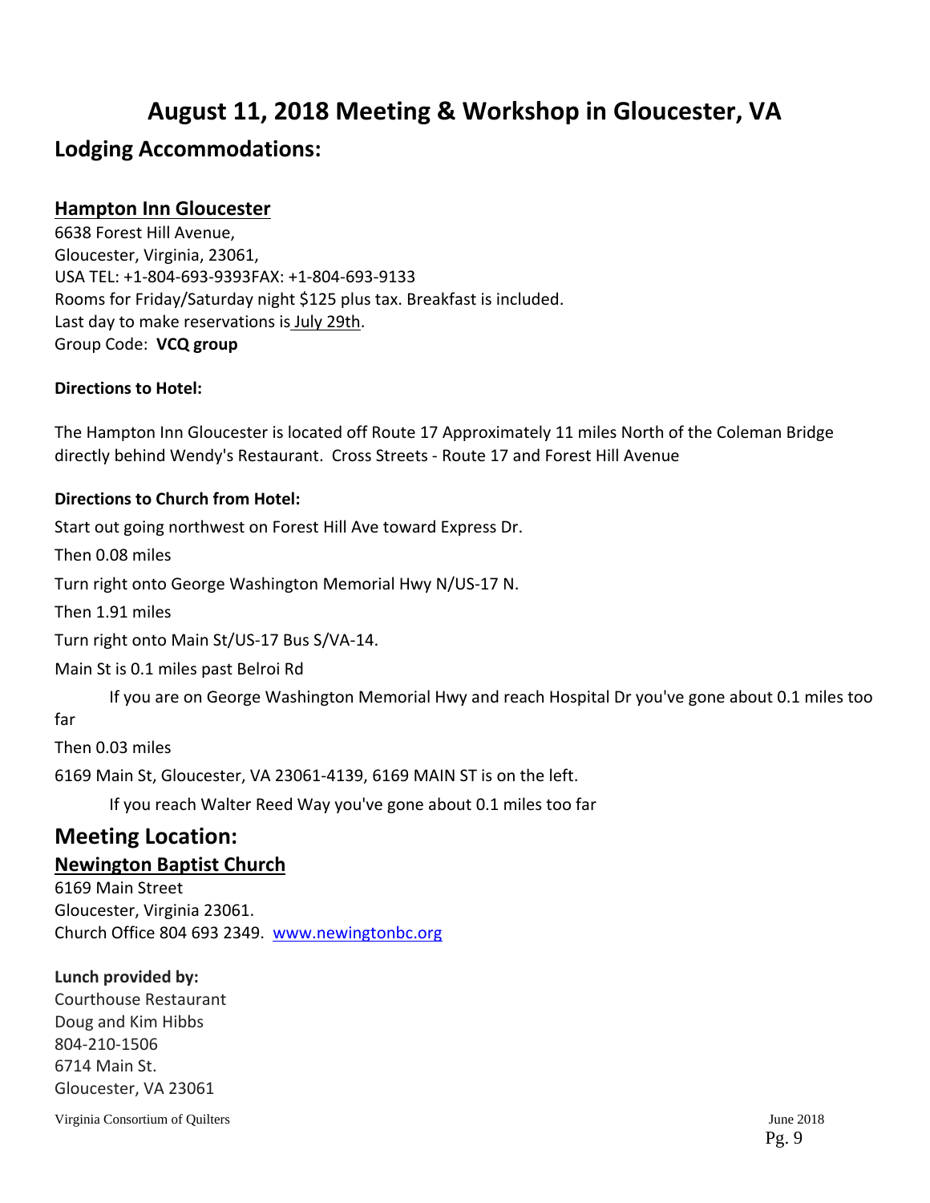# August 11, 2018 Meeting & Workshop in Gloucester, VA

## Lodging Accommodations:

### Hampton Inn Gloucester

6638 Forest Hill Avenue,
Gloucester, Virginia, 23061,
USA TEL: +1-804-693-9393FAX: +1-804-693-9133
Rooms for Friday/Saturday night $125 plus tax. Breakfast is included.
Last day to make reservations is July 29th.
Group Code: **VCQ group**

**Directions to Hotel:**

The Hampton Inn Gloucester is located off Route 17 Approximately 11 miles North of the Coleman Bridge directly behind Wendy's Restaurant. Cross Streets - Route 17 and Forest Hill Avenue

**Directions to Church from Hotel:**

Start out going northwest on Forest Hill Ave toward Express Dr.

Then 0.08 miles

Turn right onto George Washington Memorial Hwy N/US-17 N.

Then 1.91 miles

Turn right onto Main St/US-17 Bus S/VA-14.

Main St is 0.1 miles past Belroi Rd

If you are on George Washington Memorial Hwy and reach Hospital Dr you've gone about 0.1 miles too far

Then 0.03 miles

6169 Main St, Gloucester, VA 23061-4139, 6169 MAIN ST is on the left.

If you reach Walter Reed Way you've gone about 0.1 miles too far

## Meeting Location:

### Newington Baptist Church

6169 Main Street
Gloucester, Virginia 23061.
Church Office 804 693 2349. www.newingtonbc.org

**Lunch provided by:**
Courthouse Restaurant
Doug and Kim Hibbs
804-210-1506
6714 Main St.
Gloucester, VA 23061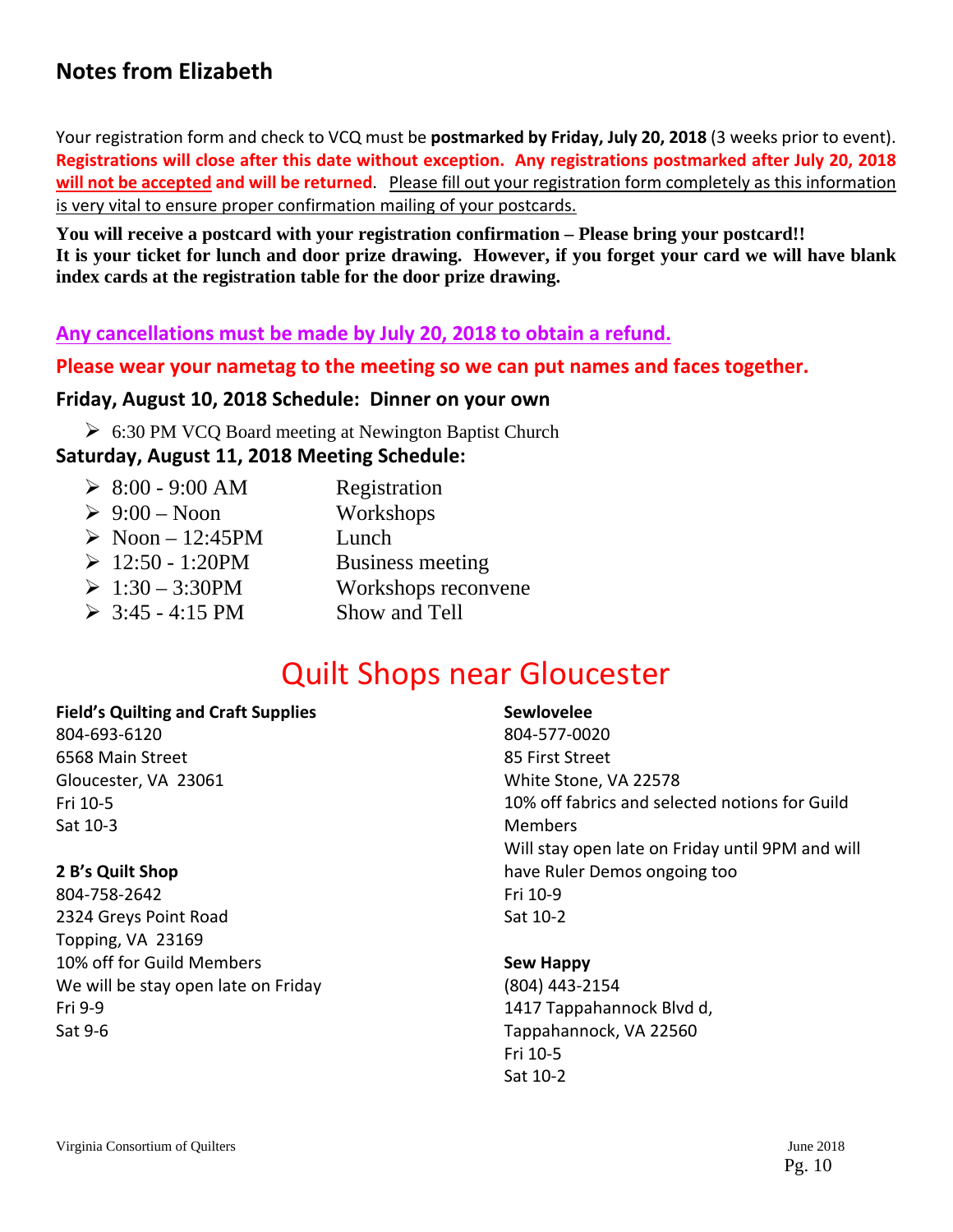## Notes from Elizabeth

Your registration form and check to VCQ must be **postmarked by Friday, July 20, 2018** (3 weeks prior to event). **Registrations will close after this date without exception. Any registrations postmarked after July 20, 2018 will not be accepted and will be returned**. Please fill out your registration form completely as this information is very vital to ensure proper confirmation mailing of your postcards.

**You will receive a postcard with your registration confirmation – Please bring your postcard!! It is your ticket for lunch and door prize drawing. However, if you forget your card we will have blank index cards at the registration table for the door prize drawing.**

**Any cancellations must be made by July 20, 2018 to obtain a refund.**

**Please wear your nametag to the meeting so we can put names and faces together.**

### Friday, August 10, 2018 Schedule: Dinner on your own

- 6:30 PM VCQ Board meeting at Newington Baptist Church

### Saturday, August 11, 2018 Meeting Schedule:

- 8:00 - 9:00 AM Registration
- 9:00 – Noon Workshops
- Noon – 12:45PM Lunch
- 12:50 - 1:20PM Business meeting
- 1:30 – 3:30PM Workshops reconvene
- 3:45 - 4:15 PM Show and Tell

# Quilt Shops near Gloucester

**Field's Quilting and Craft Supplies**
804-693-6120
6568 Main Street
Gloucester, VA 23061
Fri 10-5
Sat 10-3

**2 B's Quilt Shop**
804-758-2642
2324 Greys Point Road
Topping, VA 23169
10% off for Guild Members
We will be stay open late on Friday
Fri 9-9
Sat 9-6

**Sewlovelee**
804-577-0020
85 First Street
White Stone, VA 22578
10% off fabrics and selected notions for Guild Members
Will stay open late on Friday until 9PM and will have Ruler Demos ongoing too
Fri 10-9
Sat 10-2

**Sew Happy**
(804) 443-2154
1417 Tappahannock Blvd d,
Tappahannock, VA 22560
Fri 10-5
Sat 10-2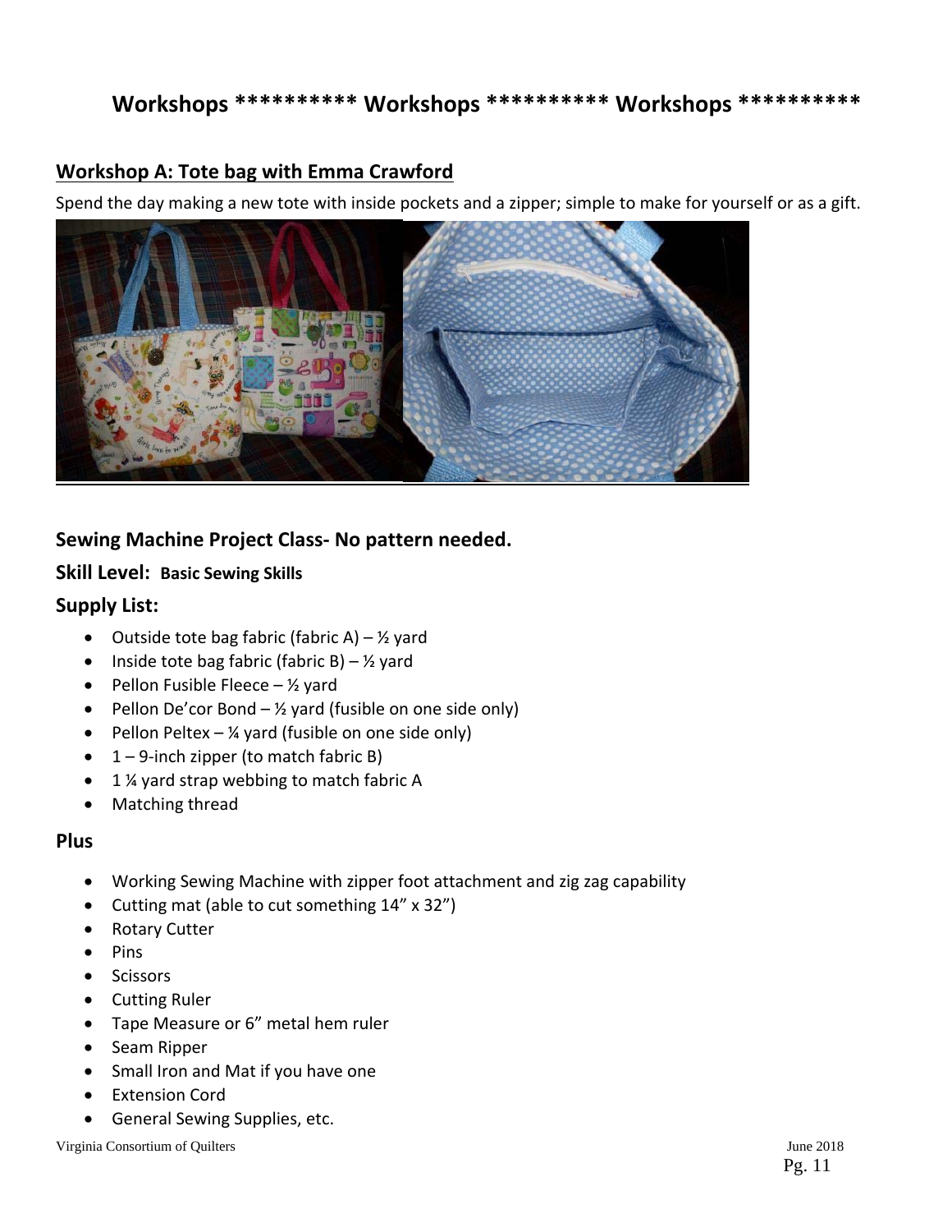# Workshops ********** Workshops ********** Workshops **********

## Workshop A: Tote bag with Emma Crawford

Spend the day making a new tote with inside pockets and a zipper; simple to make for yourself or as a gift.

### Sewing Machine Project Class- No pattern needed.

### Skill Level: **Basic Sewing Skills**

### Supply List:

- Outside tote bag fabric (fabric A) – ½ yard
- Inside tote bag fabric (fabric B) – ½ yard
- Pellon Fusible Fleece – ½ yard
- Pellon De'cor Bond – ½ yard (fusible on one side only)
- Pellon Peltex – ¼ yard (fusible on one side only)
- 1 – 9-inch zipper (to match fabric B)
- 1 ¼ yard strap webbing to match fabric A
- Matching thread

### Plus

- Working Sewing Machine with zipper foot attachment and zig zag capability
- Cutting mat (able to cut something 14" x 32")
- Rotary Cutter
- Pins
- Scissors
- Cutting Ruler
- Tape Measure or 6" metal hem ruler
- Seam Ripper
- Small Iron and Mat if you have one
- Extension Cord
- General Sewing Supplies, etc.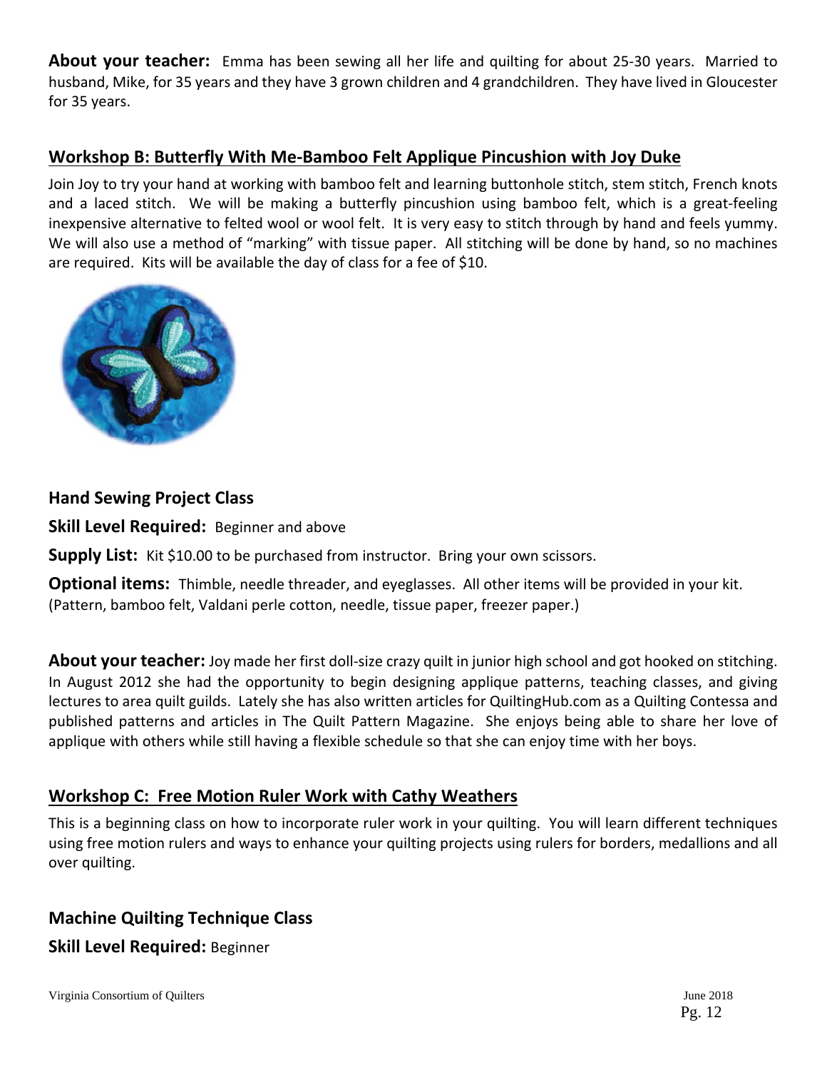**About your teacher:** Emma has been sewing all her life and quilting for about 25-30 years. Married to husband, Mike, for 35 years and they have 3 grown children and 4 grandchildren. They have lived in Gloucester for 35 years.

## Workshop B: Butterfly With Me-Bamboo Felt Applique Pincushion with Joy Duke

Join Joy to try your hand at working with bamboo felt and learning buttonhole stitch, stem stitch, French knots and a laced stitch. We will be making a butterfly pincushion using bamboo felt, which is a great-feeling inexpensive alternative to felted wool or wool felt. It is very easy to stitch through by hand and feels yummy. We will also use a method of "marking" with tissue paper. All stitching will be done by hand, so no machines are required. Kits will be available the day of class for a fee of $10.

### Hand Sewing Project Class

**Skill Level Required:** Beginner and above

**Supply List:** Kit $10.00 to be purchased from instructor. Bring your own scissors.

**Optional items:** Thimble, needle threader, and eyeglasses. All other items will be provided in your kit. (Pattern, bamboo felt, Valdani perle cotton, needle, tissue paper, freezer paper.)

**About your teacher:** Joy made her first doll-size crazy quilt in junior high school and got hooked on stitching. In August 2012 she had the opportunity to begin designing applique patterns, teaching classes, and giving lectures to area quilt guilds. Lately she has also written articles for QuiltingHub.com as a Quilting Contessa and published patterns and articles in The Quilt Pattern Magazine. She enjoys being able to share her love of applique with others while still having a flexible schedule so that she can enjoy time with her boys.

## Workshop C: Free Motion Ruler Work with Cathy Weathers

This is a beginning class on how to incorporate ruler work in your quilting. You will learn different techniques using free motion rulers and ways to enhance your quilting projects using rulers for borders, medallions and all over quilting.

### Machine Quilting Technique Class

**Skill Level Required:** Beginner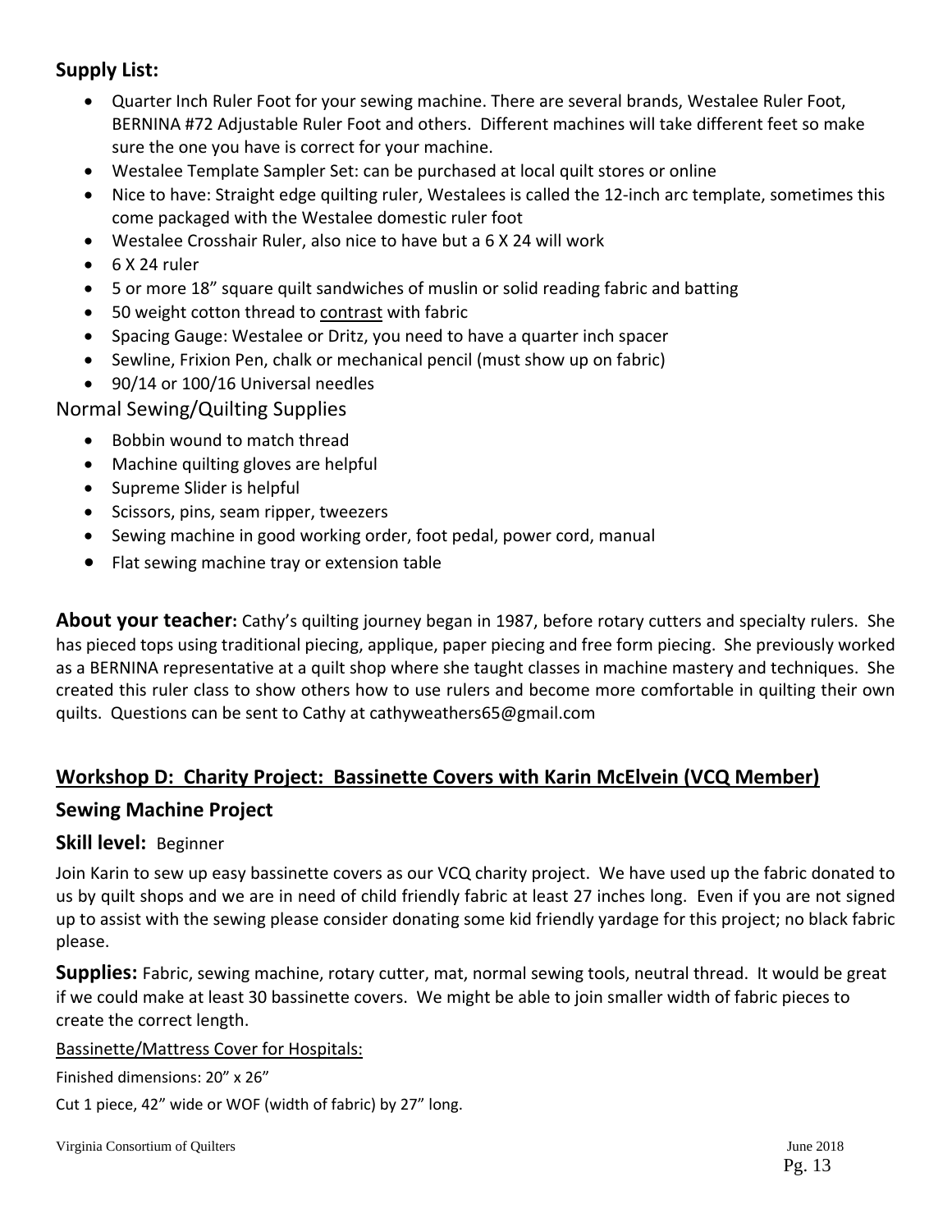### Supply List:

- Quarter Inch Ruler Foot for your sewing machine. There are several brands, Westalee Ruler Foot, BERNINA #72 Adjustable Ruler Foot and others. Different machines will take different feet so make sure the one you have is correct for your machine.
- Westalee Template Sampler Set: can be purchased at local quilt stores or online
- Nice to have: Straight edge quilting ruler, Westalees is called the 12-inch arc template, sometimes this come packaged with the Westalee domestic ruler foot
- Westalee Crosshair Ruler, also nice to have but a 6 X 24 will work
- 6 X 24 ruler
- 5 or more 18" square quilt sandwiches of muslin or solid reading fabric and batting
- 50 weight cotton thread to contrast with fabric
- Spacing Gauge: Westalee or Dritz, you need to have a quarter inch spacer
- Sewline, Frixion Pen, chalk or mechanical pencil (must show up on fabric)
- 90/14 or 100/16 Universal needles

Normal Sewing/Quilting Supplies

- Bobbin wound to match thread
- Machine quilting gloves are helpful
- Supreme Slider is helpful
- Scissors, pins, seam ripper, tweezers
- Sewing machine in good working order, foot pedal, power cord, manual
- Flat sewing machine tray or extension table

**About your teacher:** Cathy's quilting journey began in 1987, before rotary cutters and specialty rulers. She has pieced tops using traditional piecing, applique, paper piecing and free form piecing. She previously worked as a BERNINA representative at a quilt shop where she taught classes in machine mastery and techniques. She created this ruler class to show others how to use rulers and become more comfortable in quilting their own quilts. Questions can be sent to Cathy at cathyweathers65@gmail.com

## Workshop D: Charity Project: Bassinette Covers with Karin McElvein (VCQ Member)

### Sewing Machine Project

### Skill level: Beginner

Join Karin to sew up easy bassinette covers as our VCQ charity project. We have used up the fabric donated to us by quilt shops and we are in need of child friendly fabric at least 27 inches long. Even if you are not signed up to assist with the sewing please consider donating some kid friendly yardage for this project; no black fabric please.

**Supplies:** Fabric, sewing machine, rotary cutter, mat, normal sewing tools, neutral thread. It would be great if we could make at least 30 bassinette covers. We might be able to join smaller width of fabric pieces to create the correct length.

Bassinette/Mattress Cover for Hospitals:

Finished dimensions: 20" x 26"

Cut 1 piece, 42" wide or WOF (width of fabric) by 27" long.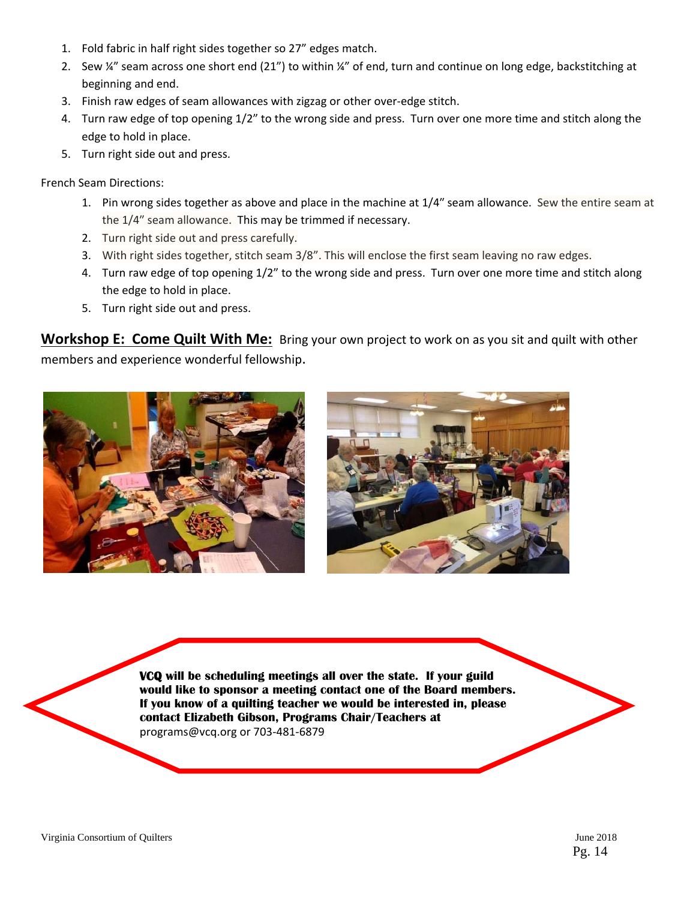1. Fold fabric in half right sides together so 27" edges match.
2. Sew ¼" seam across one short end (21") to within ¼" of end, turn and continue on long edge, backstitching at beginning and end.
3. Finish raw edges of seam allowances with zigzag or other over-edge stitch.
4. Turn raw edge of top opening 1/2" to the wrong side and press. Turn over one more time and stitch along the edge to hold in place.
5. Turn right side out and press.

French Seam Directions:

1. Pin wrong sides together as above and place in the machine at 1/4" seam allowance. Sew the entire seam at the 1/4" seam allowance. This may be trimmed if necessary.
2. Turn right side out and press carefully.
3. With right sides together, stitch seam 3/8". This will enclose the first seam leaving no raw edges.
4. Turn raw edge of top opening 1/2" to the wrong side and press. Turn over one more time and stitch along the edge to hold in place.
5. Turn right side out and press.

**Workshop E: Come Quilt With Me:** Bring your own project to work on as you sit and quilt with other members and experience wonderful fellowship.

**VCQ will be scheduling meetings all over the state. If your guild would like to sponsor a meeting contact one of the Board members. If you know of a quilting teacher we would be interested in, please contact Elizabeth Gibson, Programs Chair/Teachers at** programs@vcq.org or 703-481-6879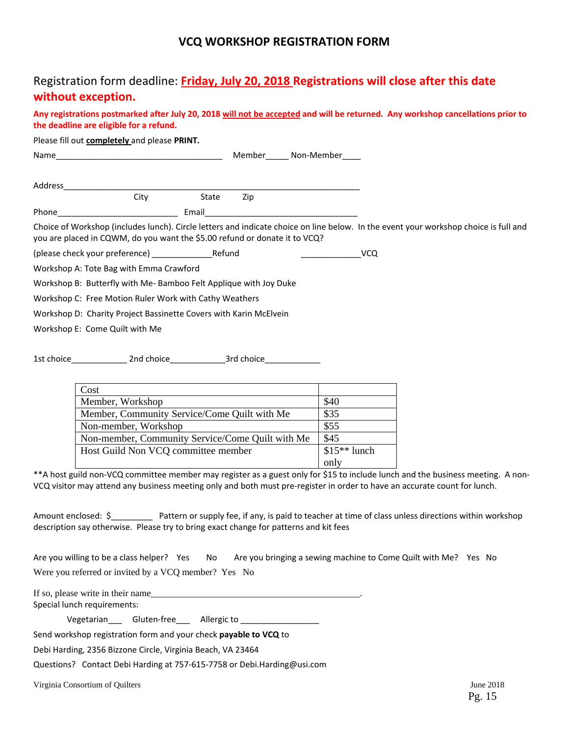# VCQ WORKSHOP REGISTRATION FORM

Registration form deadline: **Friday, July 20, 2018 Registrations will close after this date without exception.**

**Any registrations postmarked after July 20, 2018 will not be accepted and will be returned. Any workshop cancellations prior to the deadline are eligible for a refund.**

Please fill out **completely** and please **PRINT.**

Name_____________________________________ Member_____ Non-Member____

Address__________________________________________________________________

City State Zip

Phone__________________________ Email_________________________________

Choice of Workshop (includes lunch). Circle letters and indicate choice on line below. In the event your workshop choice is full and you are placed in CQWM, do you want the $5.00 refund or donate it to VCQ?

(please check your preference) _____________Refund _____________VCQ

Workshop A: Tote Bag with Emma Crawford

Workshop B: Butterfly with Me- Bamboo Felt Applique with Joy Duke

Workshop C: Free Motion Ruler Work with Cathy Weathers

Workshop D: Charity Project Bassinette Covers with Karin McElvein

Workshop E: Come Quilt with Me

1st choice____________ 2nd choice____________3rd choice____________

| Cost | |
|---|---|
| Member, Workshop | $40 |
| Member, Community Service/Come Quilt with Me | $35 |
| Non-member, Workshop | $55 |
| Non-member, Community Service/Come Quilt with Me | $45 |
| Host Guild Non VCQ committee member | $15** lunch only |

**A host guild non-VCQ committee member may register as a guest only for $15 to include lunch and the business meeting. A non-VCQ visitor may attend any business meeting only and both must pre-register in order to have an accurate count for lunch.

Amount enclosed: $_________ Pattern or supply fee, if any, is paid to teacher at time of class unless directions within workshop description say otherwise. Please try to bring exact change for patterns and kit fees

Are you willing to be a class helper? Yes No Are you bringing a sewing machine to Come Quilt with Me? Yes No

Were you referred or invited by a VCQ member? Yes No

If so, please write in their name_______________________________________________.

Special lunch requirements:

Vegetarian___ Gluten-free___ Allergic to _________________

Send workshop registration form and your check **payable to VCQ** to

Debi Harding, 2356 Bizzone Circle, Virginia Beach, VA 23464

Questions? Contact Debi Harding at 757-615-7758 or Debi.Harding@usi.com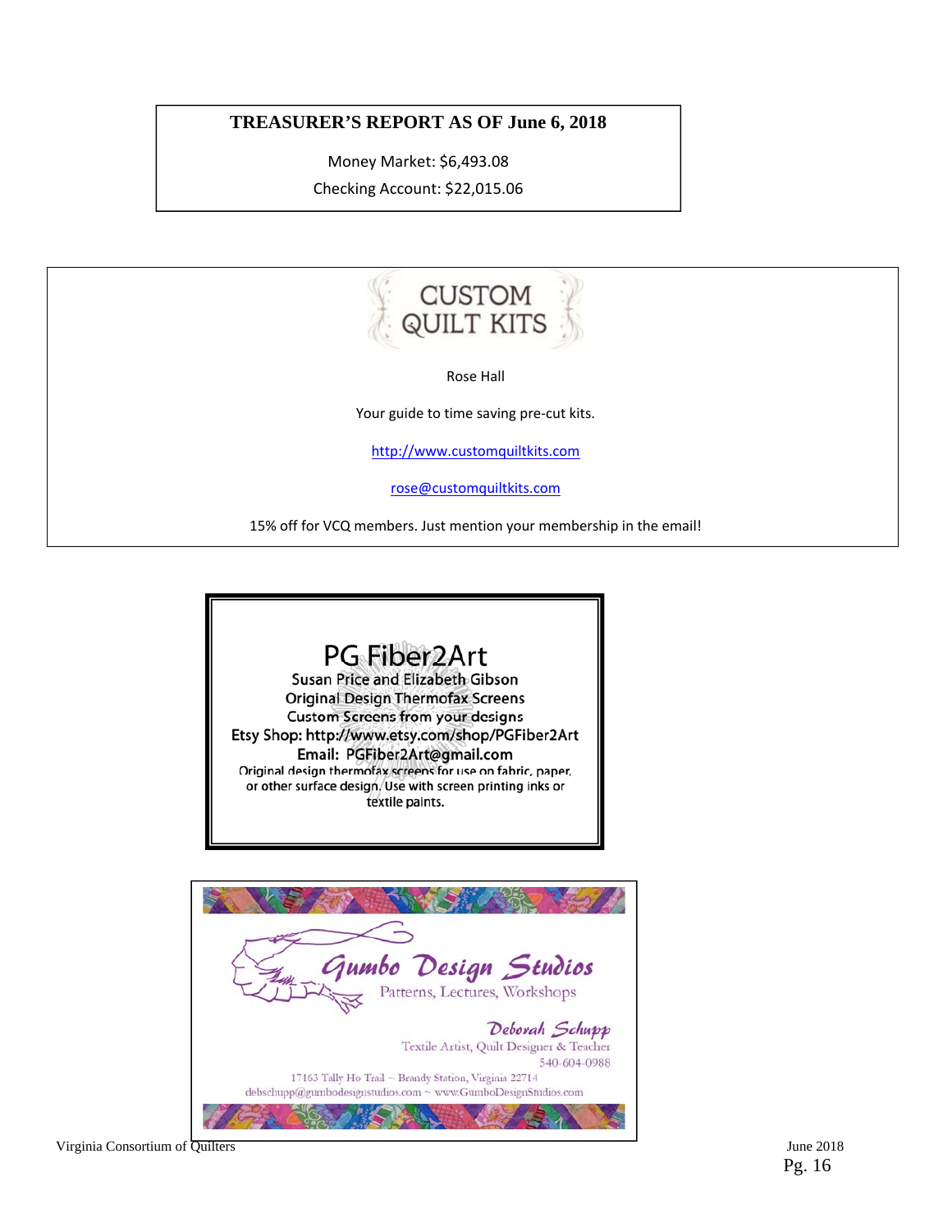## TREASURER'S REPORT AS OF June 6, 2018

Money Market: $6,493.08

Checking Account: $22,015.06

---

CUSTOM QUILT KITS

Rose Hall

Your guide to time saving pre-cut kits.

http://www.customquiltkits.com

rose@customquiltkits.com

15% off for VCQ members. Just mention your membership in the email!

---

PG Fiber2Art

Susan Price and Elizabeth Gibson

Original Design Thermofax Screens

Custom Screens from your designs

Etsy Shop: http://www.etsy.com/shop/PGFiber2Art

Email: PGFiber2Art@gmail.com

Original design thermofax screens for use on fabric, paper, or other surface design. Use with screen printing inks or textile paints.

---

Gumbo Design Studios

Patterns, Lectures, Workshops

Deborah Schupp

Textile Artist, Quilt Designer & Teacher

540-604-0988

17163 Tally Ho Trail ~ Brandy Station, Virginia 22714

debschupp@gumbodesignstudios.com ~ www.GumboDesignStudios.com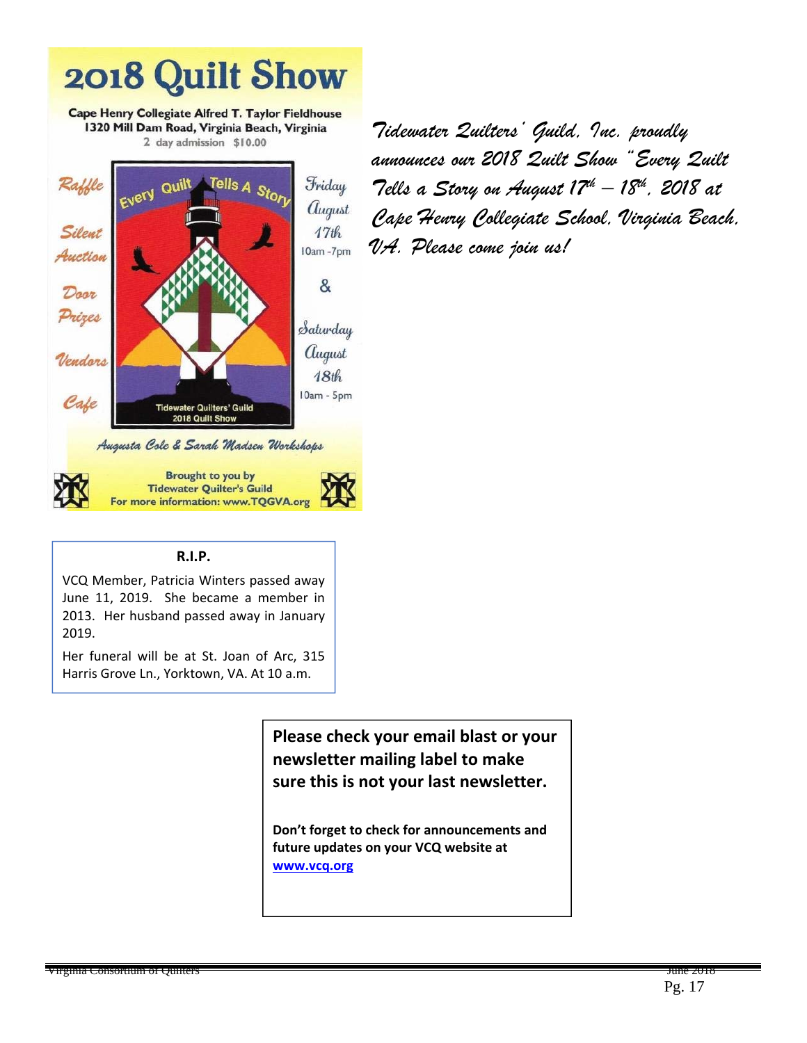# 2018 Quilt Show

**Cape Henry Collegiate Alfred T. Taylor Fieldhouse**
**1320 Mill Dam Road, Virginia Beach, Virginia**
2 day admission $10.00

Raffle

Silent Auction

Door Prizes

Vendors

Cafe

Every Quilt Tells A Story

Tidewater Quilters' Guild 2018 Quilt Show

Friday August 17th 10am -7pm

&

Saturday August 18th 10am - 5pm

*Augusta Cole & Sarah Madsen Workshops*

Brought to you by Tidewater Quilter's Guild
For more information: www.TQGVA.org

*Tidewater Quilters' Guild, Inc. proudly announces our 2018 Quilt Show "Every Quilt Tells a Story on August 17th – 18th, 2018 at Cape Henry Collegiate School, Virginia Beach, VA. Please come join us!*

**R.I.P.**

VCQ Member, Patricia Winters passed away June 11, 2019. She became a member in 2013. Her husband passed away in January 2019.

Her funeral will be at St. Joan of Arc, 315 Harris Grove Ln., Yorktown, VA. At 10 a.m.

**Please check your email blast or your newsletter mailing label to make sure this is not your last newsletter.**

**Don't forget to check for announcements and future updates on your VCQ website at [www.vcq.org](http://www.vcq.org)**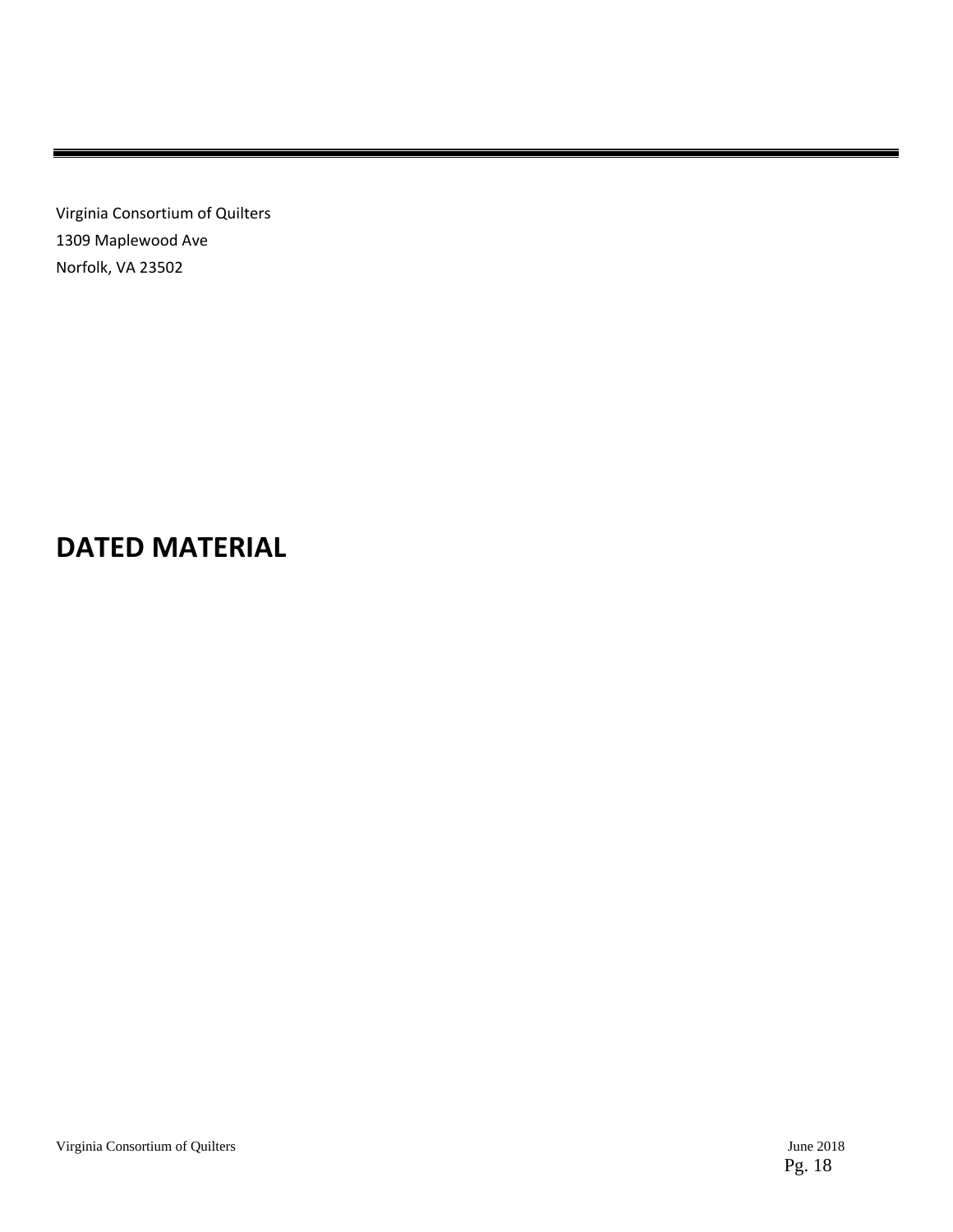---

Virginia Consortium of Quilters
1309 Maplewood Ave
Norfolk, VA 23502

**DATED MATERIAL**